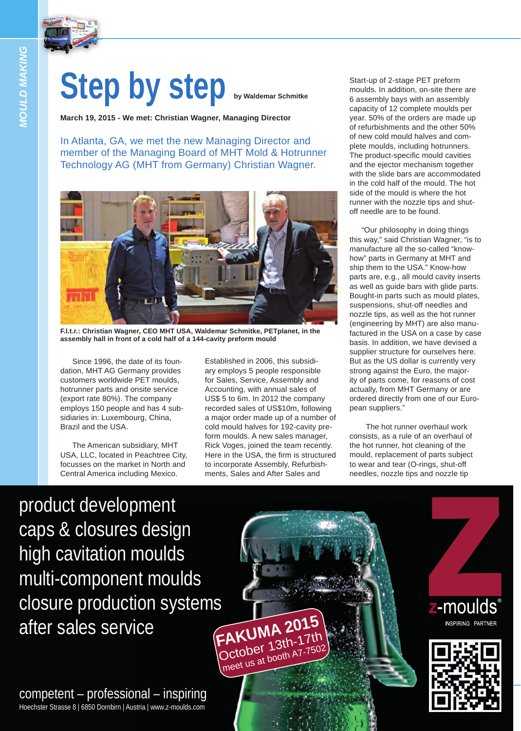# Step by step

by Waldemar Schmitke

**March 19, 2015 - We met: Christian Wagner, Managing Director**

In Atlanta, GA, we met the new Managing Director and member of the Managing Board of MHT Mold & Hotrunner Technology AG (MHT from Germany) Christian Wagner.

**F.l.t.r.: Christian Wagner, CEO MHT USA, Waldemar Schmitke, PETplanet, in the assembly hall in front of a cold half of a 144-cavity preform mould**

Since 1996, the date of its foundation, MHT AG Germany provides customers worldwide PET moulds, hotrunner parts and onsite service (export rate 80%). The company employs 150 people and has 4 subsidiaries in: Luxembourg, China, Brazil and the USA.

The American subsidiary, MHT USA, LLC, located in Peachtree City, focusses on the market in North and Central America including Mexico.

Established in 2006, this subsidiary employs 5 people responsible for Sales, Service, Assembly and Accounting, with annual sales of US$ 5 to 6m. In 2012 the company recorded sales of US$10m, following a major order made up of a number of cold mould halves for 192-cavity preform moulds. A new sales manager, Rick Voges, joined the team recently. Here in the USA, the firm is structured to incorporate Assembly, Refurbishments, Sales and After Sales and Start-up of 2-stage PET preform moulds. In addition, on-site there are 6 assembly bays with an assembly capacity of 12 complete moulds per year. 50% of the orders are made up of refurbishments and the other 50% of new cold mould halves and complete moulds, including hotrunners. The product-specific mould cavities and the ejector mechanism together with the slide bars are accommodated in the cold half of the mould. The hot side of the mould is where the hot runner with the nozzle tips and shut-off needle are to be found.

"Our philosophy in doing things this way," said Christian Wagner, "is to manufacture all the so-called "know-how" parts in Germany at MHT and ship them to the USA." Know-how parts are, e.g., all mould cavity inserts as well as guide bars with glide parts. Bought-in parts such as mould plates, suspensions, shut-off needles and nozzle tips, as well as the hot runner (engineering by MHT) are also manufactured in the USA on a case by case basis. In addition, we have devised a supplier structure for ourselves here. But as the US dollar is currently very strong against the Euro, the majority of parts come, for reasons of cost actually, from MHT Germany or are ordered directly from one of our European suppliers."

The hot runner overhaul work consists, as a rule of an overhaul of the hot runner, hot cleaning of the mould, replacement of parts subject to wear and tear (O-rings, shut-off needles, nozzle tips and nozzle tip

---

product development
caps & closures design
high cavitation moulds
multi-component moulds
closure production systems
after sales service

FAKUMA 2015
October 13th-17th
meet us at booth A7-7502

z-moulds®
INSPIRING PARTNER

competent – professional – inspiring
Hoechster Strasse 8 | 6850 Dornbirn | Austria | www.z-moulds.com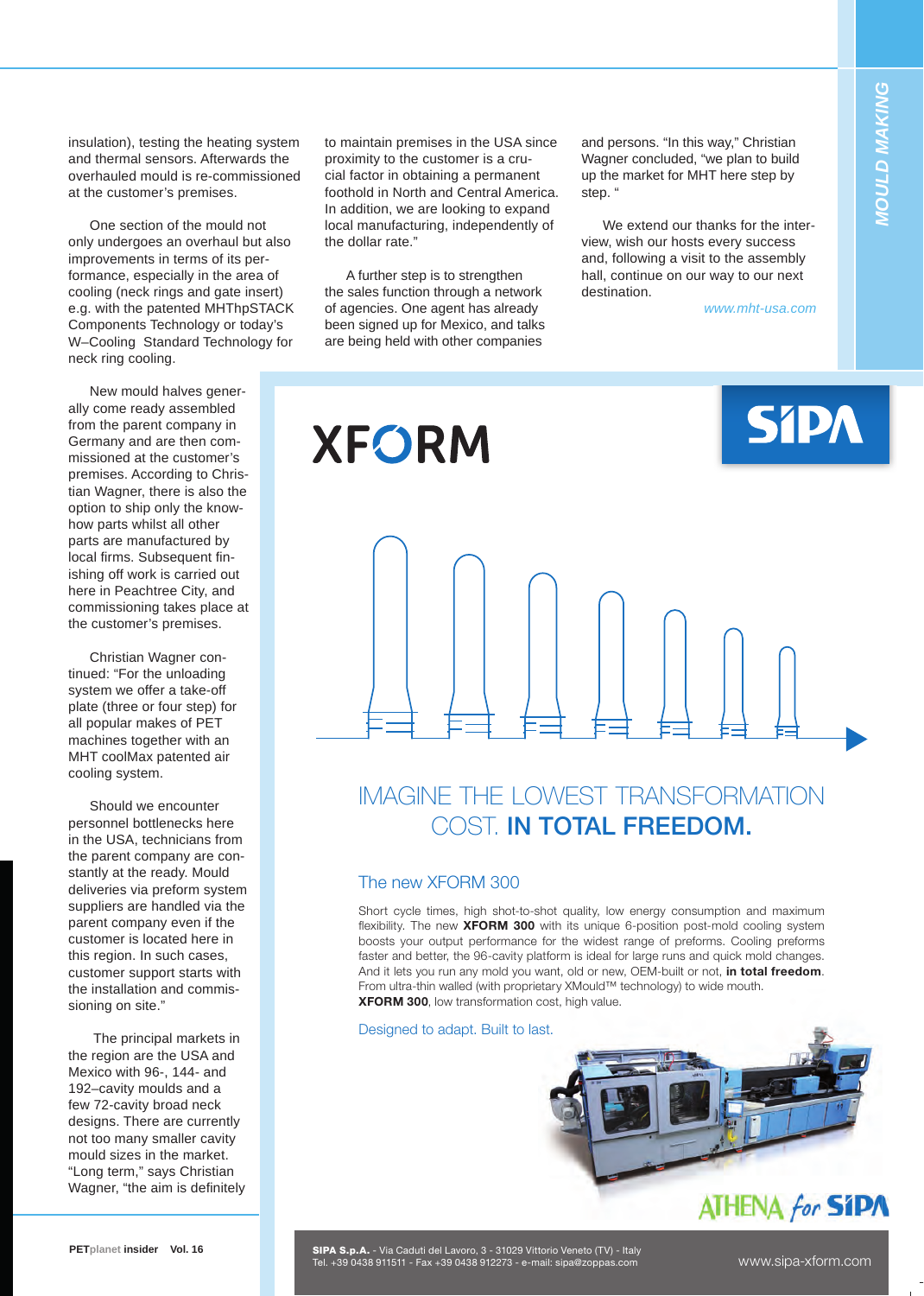insulation), testing the heating system and thermal sensors. Afterwards the overhauled mould is re-commissioned at the customer's premises.

One section of the mould not only undergoes an overhaul but also improvements in terms of its performance, especially in the area of cooling (neck rings and gate insert) e.g. with the patented MHThpSTACK Components Technology or today's W–Cooling Standard Technology for neck ring cooling.

New mould halves generally come ready assembled from the parent company in Germany and are then commissioned at the customer's premises. According to Christian Wagner, there is also the option to ship only the know-how parts whilst all other parts are manufactured by local firms. Subsequent finishing off work is carried out here in Peachtree City, and commissioning takes place at the customer's premises.

Christian Wagner continued: "For the unloading system we offer a take-off plate (three or four step) for all popular makes of PET machines together with an MHT coolMax patented air cooling system.

Should we encounter personnel bottlenecks here in the USA, technicians from the parent company are constantly at the ready. Mould deliveries via preform system suppliers are handled via the parent company even if the customer is located here in this region. In such cases, customer support starts with the installation and commissioning on site."

The principal markets in the region are the USA and Mexico with 96-, 144- and 192–cavity moulds and a few 72-cavity broad neck designs. There are currently not too many smaller cavity mould sizes in the market. "Long term," says Christian Wagner, "the aim is definitely to maintain premises in the USA since proximity to the customer is a crucial factor in obtaining a permanent foothold in North and Central America. In addition, we are looking to expand local manufacturing, independently of the dollar rate."

A further step is to strengthen the sales function through a network of agencies. One agent has already been signed up for Mexico, and talks are being held with other companies and persons. "In this way," Christian Wagner concluded, "we plan to build up the market for MHT here step by step. "

We extend our thanks for the interview, wish our hosts every success and, following a visit to the assembly hall, continue on our way to our next destination.

www.mht-usa.com

XFORM

SIPA

IMAGINE THE LOWEST TRANSFORMATION COST. **IN TOTAL FREEDOM.**

## The new XFORM 300

Short cycle times, high shot-to-shot quality, low energy consumption and maximum flexibility. The new **XFORM 300** with its unique 6-position post-mold cooling system boosts your output performance for the widest range of preforms. Cooling preforms faster and better, the 96-cavity platform is ideal for large runs and quick mold changes. And it lets you run any mold you want, old or new, OEM-built or not, **in total freedom**. From ultra-thin walled (with proprietary XMould™ technology) to wide mouth. **XFORM 300**, low transformation cost, high value.

Designed to adapt. Built to last.

ATHENA for SIPA

**SIPA S.p.A.** - Via Caduti del Lavoro, 3 - 31029 Vittorio Veneto (TV) - Italy
Tel. +39 0438 911511 - Fax +39 0438 912273 - e-mail: sipa@zoppas.com

www.sipa-xform.com